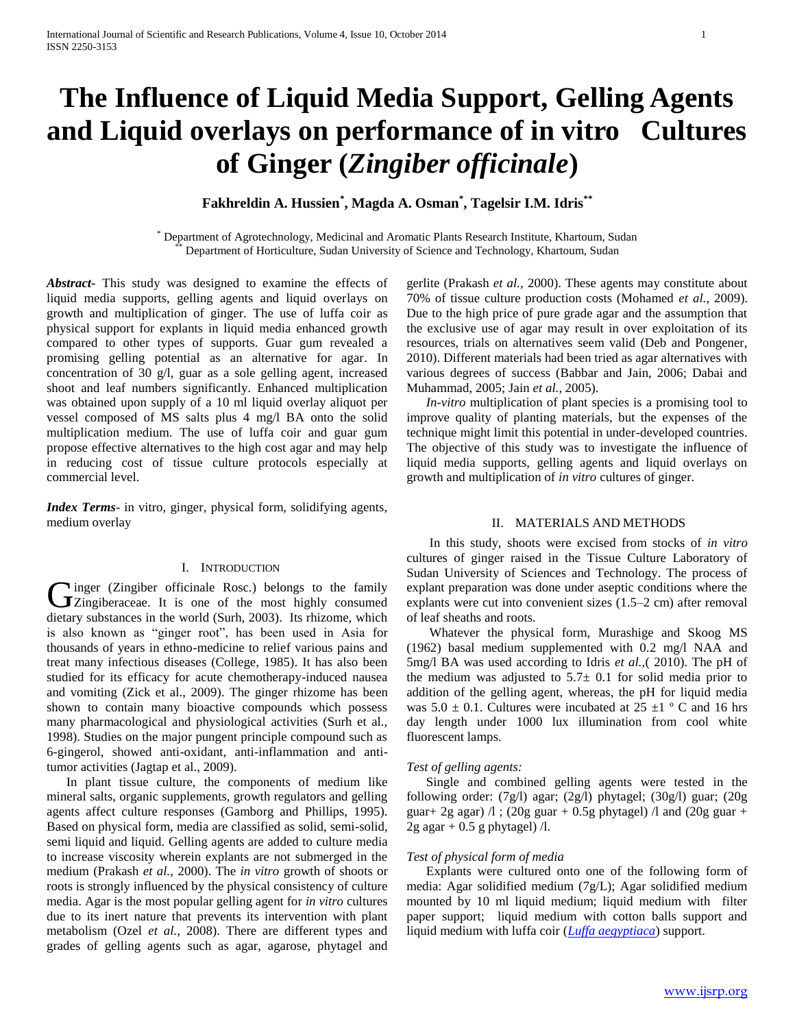# The Influence of Liquid Media Support, Gelling Agents and Liquid overlays on performance of in vitro Cultures of Ginger (*Zingiber officinale*)

**Fakhreldin A. Hussien[*], Magda A. Osman[*], Tagelsir I.M. Idris[**]**

[*] Department of Agrotechnology, Medicinal and Aromatic Plants Research Institute, Khartoum, Sudan
[**] Department of Horticulture, Sudan University of Science and Technology, Khartoum, Sudan

***Abstract***- This study was designed to examine the effects of liquid media supports, gelling agents and liquid overlays on growth and multiplication of ginger. The use of luffa coir as physical support for explants in liquid media enhanced growth compared to other types of supports. Guar gum revealed a promising gelling potential as an alternative for agar. In concentration of 30 g/l, guar as a sole gelling agent, increased shoot and leaf numbers significantly. Enhanced multiplication was obtained upon supply of a 10 ml liquid overlay aliquot per vessel composed of MS salts plus 4 mg/l BA onto the solid multiplication medium. The use of luffa coir and guar gum propose effective alternatives to the high cost agar and may help in reducing cost of tissue culture protocols especially at commercial level.

***Index Terms***- in vitro, ginger, physical form, solidifying agents, medium overlay

## I. Introduction

Ginger (Zingiber officinale Rosc.) belongs to the family Zingiberaceae. It is one of the most highly consumed dietary substances in the world (Surh, 2003). Its rhizome, which is also known as "ginger root", has been used in Asia for thousands of years in ethno-medicine to relief various pains and treat many infectious diseases (College, 1985). It has also been studied for its efficacy for acute chemotherapy-induced nausea and vomiting (Zick et al., 2009). The ginger rhizome has been shown to contain many bioactive compounds which possess many pharmacological and physiological activities (Surh et al., 1998). Studies on the major pungent principle compound such as 6-gingerol, showed anti-oxidant, anti-inflammation and anti-tumor activities (Jagtap et al., 2009).

In plant tissue culture, the components of medium like mineral salts, organic supplements, growth regulators and gelling agents affect culture responses (Gamborg and Phillips, 1995). Based on physical form, media are classified as solid, semi-solid, semi liquid and liquid. Gelling agents are added to culture media to increase viscosity wherein explants are not submerged in the medium (Prakash *et al.,* 2000). The *in vitro* growth of shoots or roots is strongly influenced by the physical consistency of culture media. Agar is the most popular gelling agent for *in vitro* cultures due to its inert nature that prevents its intervention with plant metabolism (Ozel *et al.*, 2008). There are different types and grades of gelling agents such as agar, agarose, phytagel and gerlite (Prakash *et al.,* 2000). These agents may constitute about 70% of tissue culture production costs (Mohamed *et al.*, 2009). Due to the high price of pure grade agar and the assumption that the exclusive use of agar may result in over exploitation of its resources, trials on alternatives seem valid (Deb and Pongener, 2010). Different materials had been tried as agar alternatives with various degrees of success (Babbar and Jain, 2006; Dabai and Muhammad, 2005; Jain *et al.,* 2005).

*In-vitro* multiplication of plant species is a promising tool to improve quality of planting materials, but the expenses of the technique might limit this potential in under-developed countries. The objective of this study was to investigate the influence of liquid media supports, gelling agents and liquid overlays on growth and multiplication of *in vitro* cultures of ginger.

## II. Materials and Methods

In this study, shoots were excised from stocks of *in vitro* cultures of ginger raised in the Tissue Culture Laboratory of Sudan University of Sciences and Technology. The process of explant preparation was done under aseptic conditions where the explants were cut into convenient sizes (1.5–2 cm) after removal of leaf sheaths and roots.

Whatever the physical form, Murashige and Skoog MS (1962) basal medium supplemented with 0.2 mg/l NAA and 5mg/l BA was used according to Idris *et al.,*( 2010). The pH of the medium was adjusted to 5.7± 0.1 for solid media prior to addition of the gelling agent, whereas, the pH for liquid media was 5.0 ± 0.1. Cultures were incubated at 25 ±1 º C and 16 hrs day length under 1000 lux illumination from cool white fluorescent lamps.

### *Test of gelling agents:*

Single and combined gelling agents were tested in the following order: (7g/l) agar; (2g/l) phytagel; (30g/l) guar; (20g guar+ 2g agar) /l ; (20g guar + 0.5g phytagel) /l and (20g guar + 2g agar + 0.5 g phytagel) /l.

### *Test of physical form of media*

Explants were cultured onto one of the following form of media: Agar solidified medium (7g/L); Agar solidified medium mounted by 10 ml liquid medium; liquid medium with filter paper support; liquid medium with cotton balls support and liquid medium with luffa coir (*Luffa aegyptiaca*) support.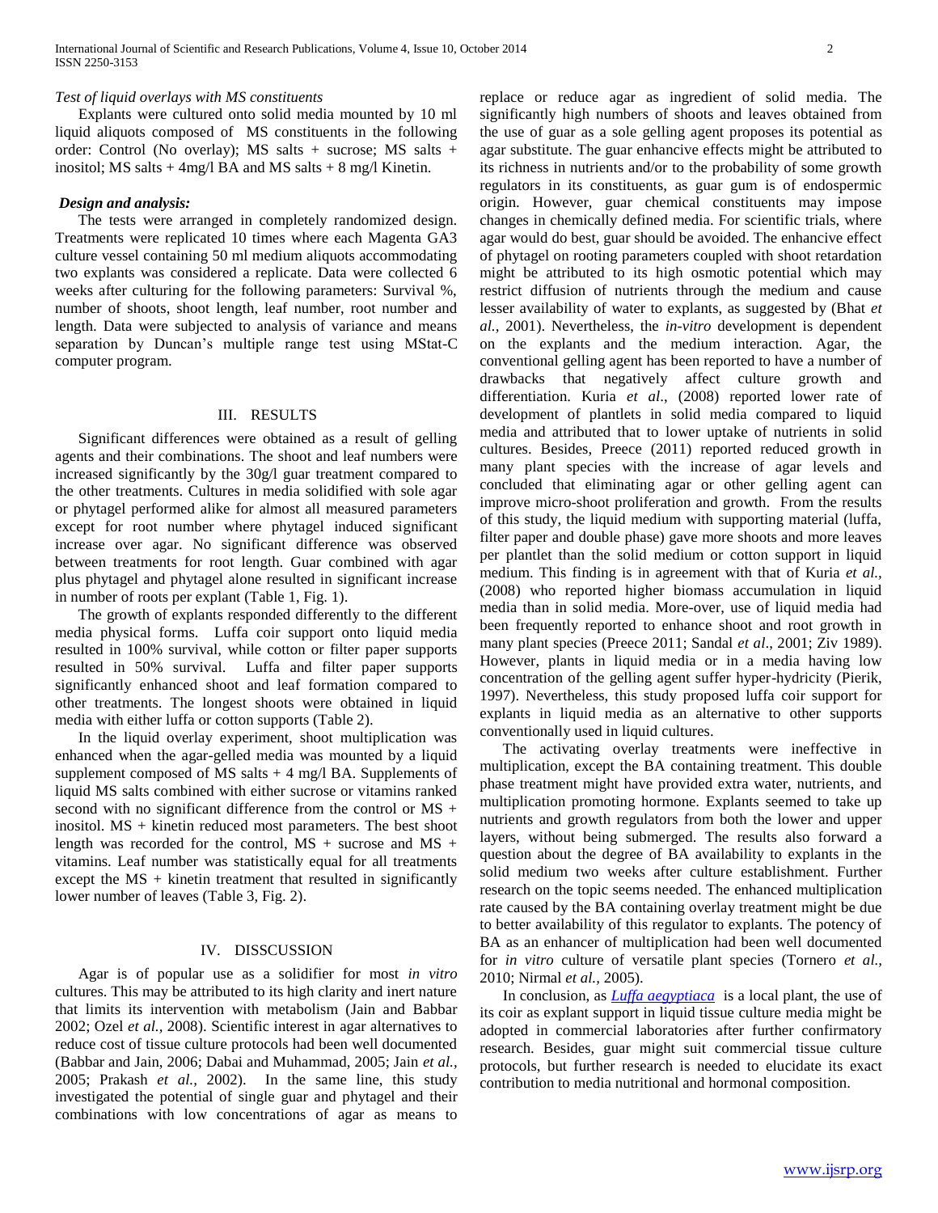*Test of liquid overlays with MS constituents*

Explants were cultured onto solid media mounted by 10 ml liquid aliquots composed of MS constituents in the following order: Control (No overlay); MS salts + sucrose; MS salts + inositol; MS salts + 4mg/l BA and MS salts + 8 mg/l Kinetin.

***Design and analysis:***

The tests were arranged in completely randomized design. Treatments were replicated 10 times where each Magenta GA3 culture vessel containing 50 ml medium aliquots accommodating two explants was considered a replicate. Data were collected 6 weeks after culturing for the following parameters: Survival %, number of shoots, shoot length, leaf number, root number and length. Data were subjected to analysis of variance and means separation by Duncan's multiple range test using MStat-C computer program.

## III. RESULTS

Significant differences were obtained as a result of gelling agents and their combinations. The shoot and leaf numbers were increased significantly by the 30g/l guar treatment compared to the other treatments. Cultures in media solidified with sole agar or phytagel performed alike for almost all measured parameters except for root number where phytagel induced significant increase over agar. No significant difference was observed between treatments for root length. Guar combined with agar plus phytagel and phytagel alone resulted in significant increase in number of roots per explant (Table 1, Fig. 1).

The growth of explants responded differently to the different media physical forms. Luffa coir support onto liquid media resulted in 100% survival, while cotton or filter paper supports resulted in 50% survival. Luffa and filter paper supports significantly enhanced shoot and leaf formation compared to other treatments. The longest shoots were obtained in liquid media with either luffa or cotton supports (Table 2).

In the liquid overlay experiment, shoot multiplication was enhanced when the agar-gelled media was mounted by a liquid supplement composed of MS salts + 4 mg/l BA. Supplements of liquid MS salts combined with either sucrose or vitamins ranked second with no significant difference from the control or MS + inositol. MS + kinetin reduced most parameters. The best shoot length was recorded for the control, MS + sucrose and MS + vitamins. Leaf number was statistically equal for all treatments except the MS + kinetin treatment that resulted in significantly lower number of leaves (Table 3, Fig. 2).

## IV. DISSCUSSION

Agar is of popular use as a solidifier for most *in vitro* cultures. This may be attributed to its high clarity and inert nature that limits its intervention with metabolism (Jain and Babbar 2002; Ozel *et al.,* 2008). Scientific interest in agar alternatives to reduce cost of tissue culture protocols had been well documented (Babbar and Jain, 2006; Dabai and Muhammad, 2005; Jain *et al.,* 2005; Prakash *et al.,* 2002). In the same line, this study investigated the potential of single guar and phytagel and their combinations with low concentrations of agar as means to replace or reduce agar as ingredient of solid media. The significantly high numbers of shoots and leaves obtained from the use of guar as a sole gelling agent proposes its potential as agar substitute. The guar enhancive effects might be attributed to its richness in nutrients and/or to the probability of some growth regulators in its constituents, as guar gum is of endospermic origin. However, guar chemical constituents may impose changes in chemically defined media. For scientific trials, where agar would do best, guar should be avoided. The enhancive effect of phytagel on rooting parameters coupled with shoot retardation might be attributed to its high osmotic potential which may restrict diffusion of nutrients through the medium and cause lesser availability of water to explants, as suggested by (Bhat *et al.,* 2001). Nevertheless, the *in-vitro* development is dependent on the explants and the medium interaction. Agar, the conventional gelling agent has been reported to have a number of drawbacks that negatively affect culture growth and differentiation. Kuria *et al*., (2008) reported lower rate of development of plantlets in solid media compared to liquid media and attributed that to lower uptake of nutrients in solid cultures. Besides, Preece (2011) reported reduced growth in many plant species with the increase of agar levels and concluded that eliminating agar or other gelling agent can improve micro-shoot proliferation and growth. From the results of this study, the liquid medium with supporting material (luffa, filter paper and double phase) gave more shoots and more leaves per plantlet than the solid medium or cotton support in liquid medium. This finding is in agreement with that of Kuria *et al.,* (2008) who reported higher biomass accumulation in liquid media than in solid media. More-over, use of liquid media had been frequently reported to enhance shoot and root growth in many plant species (Preece 2011; Sandal *et al*., 2001; Ziv 1989). However, plants in liquid media or in a media having low concentration of the gelling agent suffer hyper-hydricity (Pierik, 1997). Nevertheless, this study proposed luffa coir support for explants in liquid media as an alternative to other supports conventionally used in liquid cultures.

The activating overlay treatments were ineffective in multiplication, except the BA containing treatment. This double phase treatment might have provided extra water, nutrients, and multiplication promoting hormone. Explants seemed to take up nutrients and growth regulators from both the lower and upper layers, without being submerged. The results also forward a question about the degree of BA availability to explants in the solid medium two weeks after culture establishment. Further research on the topic seems needed. The enhanced multiplication rate caused by the BA containing overlay treatment might be due to better availability of this regulator to explants. The potency of BA as an enhancer of multiplication had been well documented for *in vitro* culture of versatile plant species (Tornero *et al.,* 2010; Nirmal *et al.,* 2005).

In conclusion, as *Luffa aegyptiaca* is a local plant, the use of its coir as explant support in liquid tissue culture media might be adopted in commercial laboratories after further confirmatory research. Besides, guar might suit commercial tissue culture protocols, but further research is needed to elucidate its exact contribution to media nutritional and hormonal composition.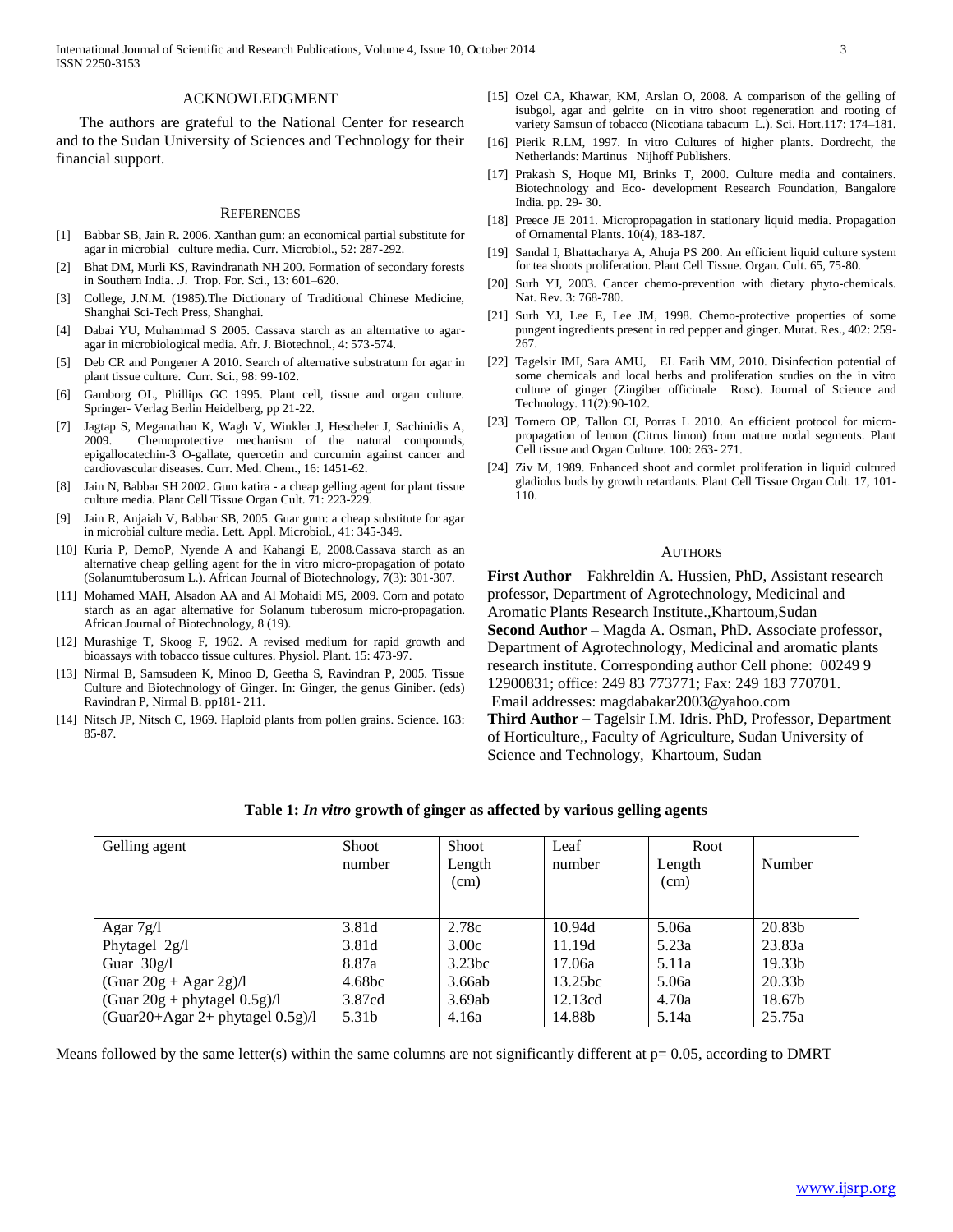## ACKNOWLEDGMENT

The authors are grateful to the National Center for research and to the Sudan University of Sciences and Technology for their financial support.

## REFERENCES

[1] Babbar SB, Jain R. 2006. Xanthan gum: an economical partial substitute for agar in microbial culture media. Curr. Microbiol., 52: 287-292.

[2] Bhat DM, Murli KS, Ravindranath NH 200. Formation of secondary forests in Southern India. .J. Trop. For. Sci., 13: 601–620.

[3] College, J.N.M. (1985).The Dictionary of Traditional Chinese Medicine, Shanghai Sci-Tech Press, Shanghai.

[4] Dabai YU, Muhammad S 2005. Cassava starch as an alternative to agar-agar in microbiological media. Afr. J. Biotechnol., 4: 573-574.

[5] Deb CR and Pongener A 2010. Search of alternative substratum for agar in plant tissue culture. Curr. Sci., 98: 99-102.

[6] Gamborg OL, Phillips GC 1995. Plant cell, tissue and organ culture. Springer- Verlag Berlin Heidelberg, pp 21-22.

[7] Jagtap S, Meganathan K, Wagh V, Winkler J, Hescheler J, Sachinidis A, 2009. Chemoprotective mechanism of the natural compounds, epigallocatechin-3 O-gallate, quercetin and curcumin against cancer and cardiovascular diseases. Curr. Med. Chem., 16: 1451-62.

[8] Jain N, Babbar SH 2002. Gum katira - a cheap gelling agent for plant tissue culture media. Plant Cell Tissue Organ Cult. 71: 223-229.

[9] Jain R, Anjaiah V, Babbar SB, 2005. Guar gum: a cheap substitute for agar in microbial culture media. Lett. Appl. Microbiol., 41: 345-349.

[10] Kuria P, DemoP, Nyende A and Kahangi E, 2008.Cassava starch as an alternative cheap gelling agent for the in vitro micro-propagation of potato (Solanumtuberosum L.). African Journal of Biotechnology, 7(3): 301-307.

[11] Mohamed MAH, Alsadon AA and Al Mohaidi MS, 2009. Corn and potato starch as an agar alternative for Solanum tuberosum micro-propagation. African Journal of Biotechnology, 8 (19).

[12] Murashige T, Skoog F, 1962. A revised medium for rapid growth and bioassays with tobacco tissue cultures. Physiol. Plant. 15: 473-97.

[13] Nirmal B, Samsudeen K, Minoo D, Geetha S, Ravindran P, 2005. Tissue Culture and Biotechnology of Ginger. In: Ginger, the genus Giniber. (eds) Ravindran P, Nirmal B. pp181- 211.

[14] Nitsch JP, Nitsch C, 1969. Haploid plants from pollen grains. Science. 163: 85-87.

[15] Ozel CA, Khawar, KM, Arslan O, 2008. A comparison of the gelling of isubgol, agar and gelrite on in vitro shoot regeneration and rooting of variety Samsun of tobacco (Nicotiana tabacum L.). Sci. Hort.117: 174–181.

[16] Pierik R.LM, 1997. In vitro Cultures of higher plants. Dordrecht, the Netherlands: Martinus Nijhoff Publishers.

[17] Prakash S, Hoque MI, Brinks T, 2000. Culture media and containers. Biotechnology and Eco- development Research Foundation, Bangalore India. pp. 29- 30.

[18] Preece JE 2011. Micropropagation in stationary liquid media. Propagation of Ornamental Plants. 10(4), 183-187.

[19] Sandal I, Bhattacharya A, Ahuja PS 200. An efficient liquid culture system for tea shoots proliferation. Plant Cell Tissue. Organ. Cult. 65, 75-80.

[20] Surh YJ, 2003. Cancer chemo-prevention with dietary phyto-chemicals. Nat. Rev. 3: 768-780.

[21] Surh YJ, Lee E, Lee JM, 1998. Chemo-protective properties of some pungent ingredients present in red pepper and ginger. Mutat. Res., 402: 259-267.

[22] Tagelsir IMI, Sara AMU, EL Fatih MM, 2010. Disinfection potential of some chemicals and local herbs and proliferation studies on the in vitro culture of ginger (Zingiber officinale Rosc). Journal of Science and Technology. 11(2):90-102.

[23] Tornero OP, Tallon CI, Porras L 2010. An efficient protocol for micro-propagation of lemon (Citrus limon) from mature nodal segments. Plant Cell tissue and Organ Culture. 100: 263- 271.

[24] Ziv M, 1989. Enhanced shoot and cormlet proliferation in liquid cultured gladiolus buds by growth retardants. Plant Cell Tissue Organ Cult. 17, 101-110.

## AUTHORS

**First Author** – Fakhreldin A. Hussien, PhD, Assistant research professor, Department of Agrotechnology, Medicinal and Aromatic Plants Research Institute.,Khartoum,Sudan

**Second Author** – Magda A. Osman, PhD. Associate professor, Department of Agrotechnology, Medicinal and aromatic plants research institute. Corresponding author Cell phone: 00249 9 12900831; office: 249 83 773771; Fax: 249 183 770701. Email addresses: magdabakar2003@yahoo.com

**Third Author** – Tagelsir I.M. Idris. PhD, Professor, Department of Horticulture,, Faculty of Agriculture, Sudan University of Science and Technology, Khartoum, Sudan

**Table 1: *In vitro* growth of ginger as affected by various gelling agents**

| Gelling agent | Shoot number | Shoot Length (cm) | Leaf number | Root Length (cm) | Number |
|---|---|---|---|---|---|
| Agar 7g/l | 3.81d | 2.78c | 10.94d | 5.06a | 20.83b |
| Phytagel 2g/l | 3.81d | 3.00c | 11.19d | 5.23a | 23.83a |
| Guar 30g/l | 8.87a | 3.23bc | 17.06a | 5.11a | 19.33b |
| (Guar 20g + Agar 2g)/l | 4.68bc | 3.66ab | 13.25bc | 5.06a | 20.33b |
| (Guar 20g + phytagel 0.5g)/l | 3.87cd | 3.69ab | 12.13cd | 4.70a | 18.67b |
| (Guar20+Agar 2+ phytagel 0.5g)/l | 5.31b | 4.16a | 14.88b | 5.14a | 25.75a |

Means followed by the same letter(s) within the same columns are not significantly different at $p = 0.05$, according to DMRT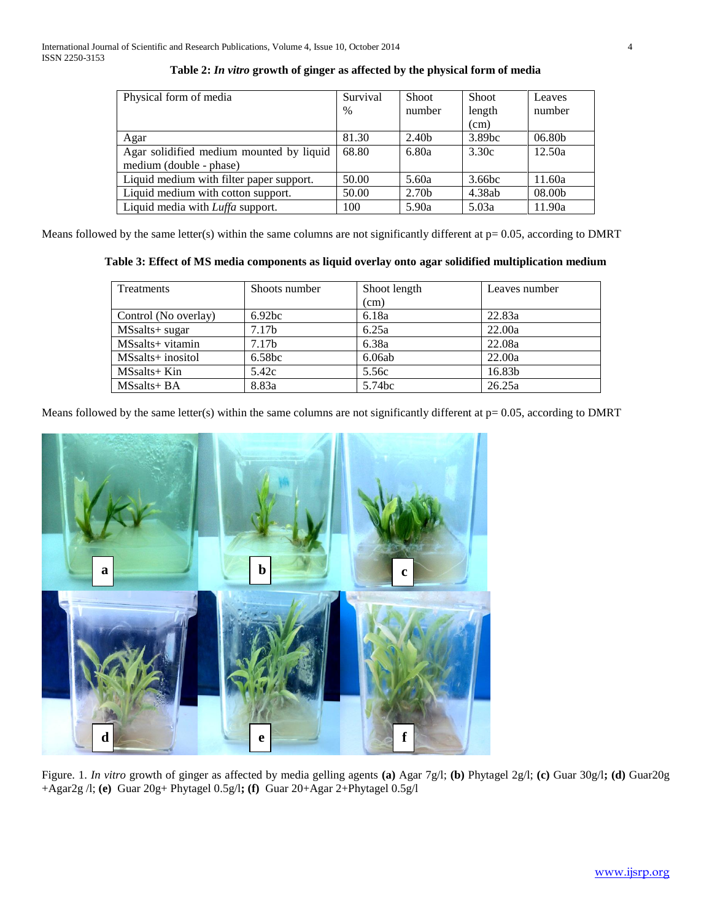**Table 2: *In vitro* growth of ginger as affected by the physical form of media**

| Physical form of media | Survival % | Shoot number | Shoot length (cm) | Leaves number |
|---|---|---|---|---|
| Agar | 81.30 | 2.40b | 3.89bc | 06.80b |
| Agar solidified medium mounted by liquid medium (double - phase) | 68.80 | 6.80a | 3.30c | 12.50a |
| Liquid medium with filter paper support. | 50.00 | 5.60a | 3.66bc | 11.60a |
| Liquid medium with cotton support. | 50.00 | 2.70b | 4.38ab | 08.00b |
| Liquid media with *Luffa* support. | 100 | 5.90a | 5.03a | 11.90a |

Means followed by the same letter(s) within the same columns are not significantly different at p= 0.05, according to DMRT

**Table 3: Effect of MS media components as liquid overlay onto agar solidified multiplication medium**

| Treatments | Shoots number | Shoot length (cm) | Leaves number |
|---|---|---|---|
| Control (No overlay) | 6.92bc | 6.18a | 22.83a |
| MSsalts+ sugar | 7.17b | 6.25a | 22.00a |
| MSsalts+ vitamin | 7.17b | 6.38a | 22.08a |
| MSsalts+ inositol | 6.58bc | 6.06ab | 22.00a |
| MSsalts+ Kin | 5.42c | 5.56c | 16.83b |
| MSsalts+ BA | 8.83a | 5.74bc | 26.25a |

Means followed by the same letter(s) within the same columns are not significantly different at p= 0.05, according to DMRT

Figure. 1. *In vitro* growth of ginger as affected by media gelling agents **(a)** Agar 7g/l; **(b)** Phytagel 2g/l; **(c)** Guar 30g/l**; (d)** Guar20g +Agar2g /l; **(e)** Guar 20g+ Phytagel 0.5g/l**; (f)** Guar 20+Agar 2+Phytagel 0.5g/l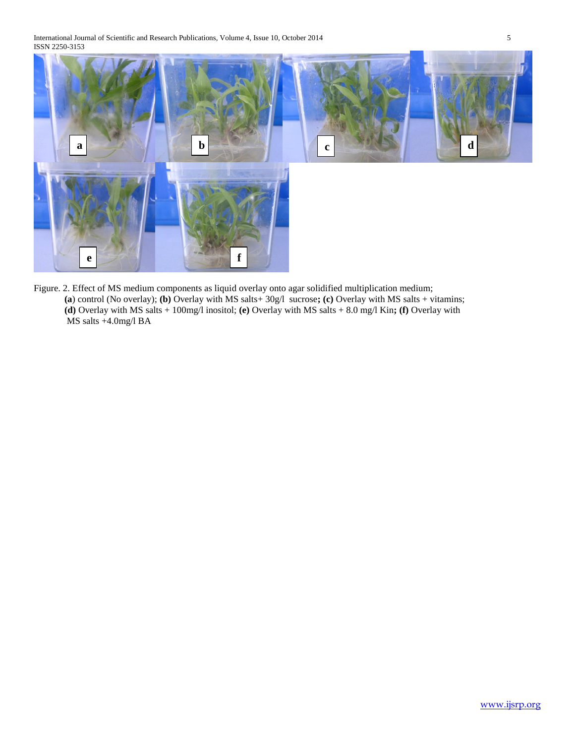Figure. 2. Effect of MS medium components as liquid overlay onto agar solidified multiplication medium; **(a**) control (No overlay); **(b)** Overlay with MS salts+ 30g/l sucrose**; (c)** Overlay with MS salts + vitamins; **(d)** Overlay with MS salts + 100mg/l inositol; **(e)** Overlay with MS salts + 8.0 mg/l Kin**; (f)** Overlay with MS salts +4.0mg/l BA